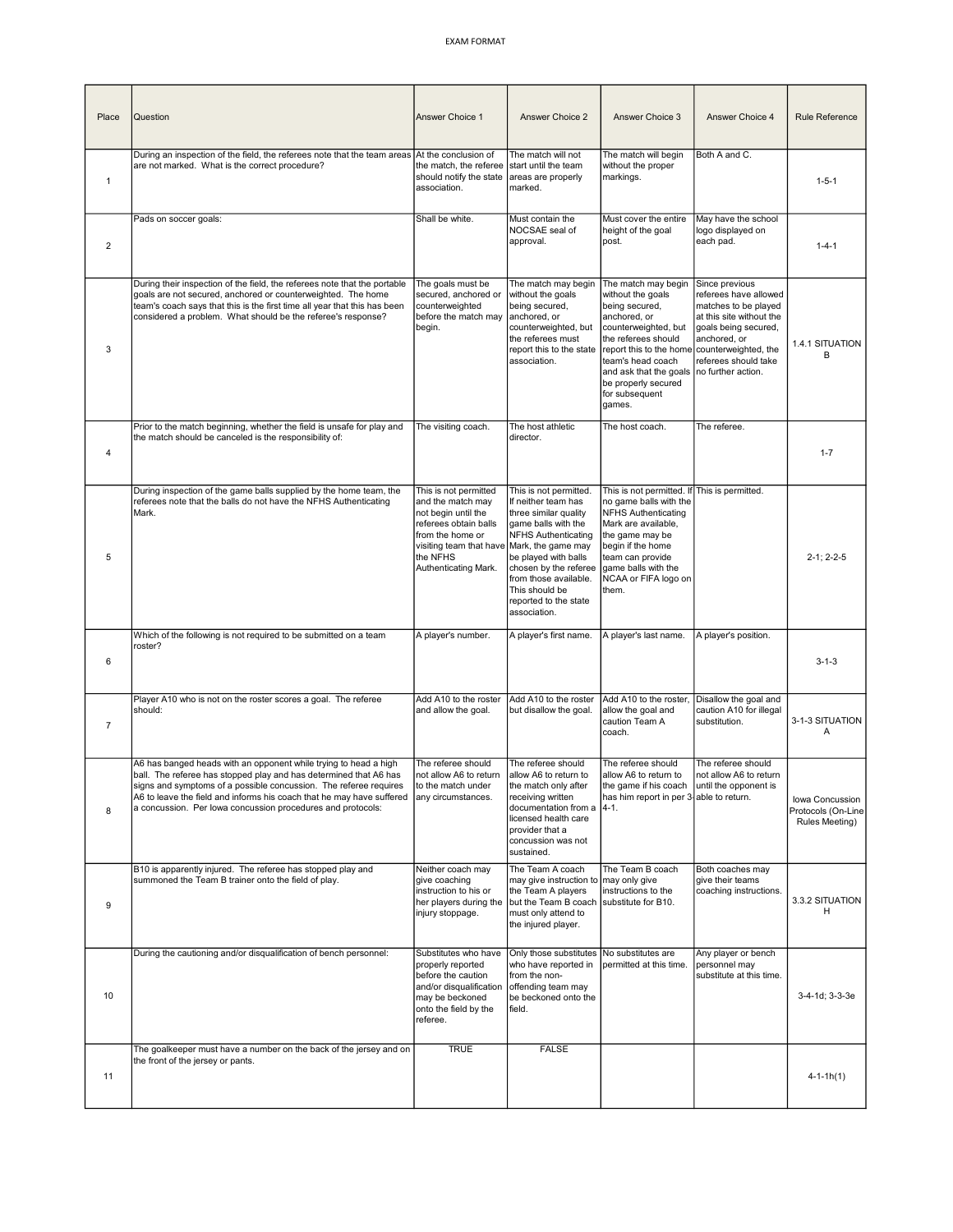EXAM FORMAT

| Place | Question | Answer Choice 1 | Answer Choice 2 | Answer Choice 3 | Answer Choice 4 | Rule Reference |
|---|---|---|---|---|---|---|
| 1 | During an inspection of the field, the referees note that the team areas are not marked. What is the correct procedure? | At the conclusion of the match, the referee should notify the state association. | The match will not start until the team areas are properly marked. | The match will begin without the proper markings. | Both A and C. | 1-5-1 |
| 2 | Pads on soccer goals: | Shall be white. | Must contain the NOCSAE seal of approval. | Must cover the entire height of the goal post. | May have the school logo displayed on each pad. | 1-4-1 |
| 3 | During their inspection of the field, the referees note that the portable goals are not secured, anchored or counterweighted. The home team's coach says that this is the first time all year that this has been considered a problem. What should be the referee's response? | The goals must be secured, anchored or counterweighted before the match may begin. | The match may begin without the goals being secured, anchored, or counterweighted, but the referees must report this to the state association. | The match may begin without the goals being secured, anchored, or counterweighted, but the referees should report this to the home team's head coach and ask that the goals be properly secured for subsequent games. | Since previous referees have allowed matches to be played at this site without the goals being secured, anchored, or counterweighted, the referees should take no further action. | 1.4.1 SITUATION B |
| 4 | Prior to the match beginning, whether the field is unsafe for play and the match should be canceled is the responsibility of: | The visiting coach. | The host athletic director. | The host coach. | The referee. | 1-7 |
| 5 | During inspection of the game balls supplied by the home team, the referees note that the balls do not have the NFHS Authenticating Mark. | This is not permitted and the match may not begin until the referees obtain balls from the home or visiting team that have the NFHS Authenticating Mark. | This is not permitted. If neither team has three similar quality game balls with the NFHS Authenticating Mark, the game may be played with balls chosen by the referee from those available. This should be reported to the state association. | This is not permitted. If no game balls with the NFHS Authenticating Mark are available, the game may be begin if the home team can provide game balls with the NCAA or FIFA logo on them. | This is permitted. | 2-1; 2-2-5 |
| 6 | Which of the following is not required to be submitted on a team roster? | A player's number. | A player's first name. | A player's last name. | A player's position. | 3-1-3 |
| 7 | Player A10 who is not on the roster scores a goal. The referee should: | Add A10 to the roster and allow the goal. | Add A10 to the roster but disallow the goal. | Add A10 to the roster, allow the goal and caution Team A coach. | Disallow the goal and caution A10 for illegal substitution. | 3-1-3 SITUATION A |
| 8 | A6 has banged heads with an opponent while trying to head a high ball. The referee has stopped play and has determined that A6 has signs and symptoms of a possible concussion. The referee requires A6 to leave the field and informs his coach that he may have suffered a concussion. Per Iowa concussion procedures and protocols: | The referee should not allow A6 to return to the match under any circumstances. | The referee should allow A6 to return to the match only after receiving written documentation from a licensed health care provider that a concussion was not sustained. | The referee should allow A6 to return to the game if his coach has him report in per 3-4-1. | The referee should not allow A6 to return until the opponent is able to return. | Iowa Concussion Protocols (On-Line Rules Meeting) |
| 9 | B10 is apparently injured. The referee has stopped play and summoned the Team B trainer onto the field of play. | Neither coach may give coaching instruction to his or her players during the injury stoppage. | The Team A coach may give instruction to the Team A players but the Team B coach must only attend to the injured player. | The Team B coach may only give instructions to the substitute for B10. | Both coaches may give their teams coaching instructions. | 3.3.2 SITUATION H |
| 10 | During the cautioning and/or disqualification of bench personnel: | Substitutes who have properly reported before the caution and/or disqualification may be beckoned onto the field by the referee. | Only those substitutes who have reported in from the non-offending team may be beckoned onto the field. | No substitutes are permitted at this time. | Any player or bench personnel may substitute at this time. | 3-4-1d; 3-3-3e |
| 11 | The goalkeeper must have a number on the back of the jersey and on the front of the jersey or pants. | TRUE | FALSE | | | 4-1-1h(1) |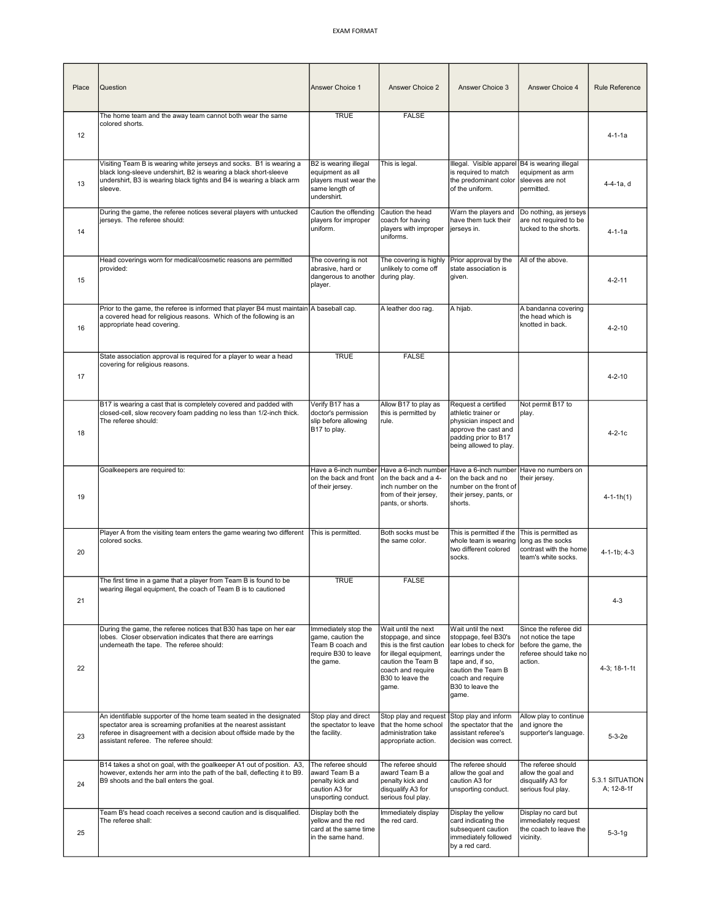EXAM FORMAT

| Place | Question | Answer Choice 1 | Answer Choice 2 | Answer Choice 3 | Answer Choice 4 | Rule Reference |
|---|---|---|---|---|---|---|
| 12 | The home team and the away team cannot both wear the same colored shorts. | TRUE | FALSE | | | 4-1-1a |
| 13 | Visiting Team B is wearing white jerseys and socks. B1 is wearing a black long-sleeve undershirt, B2 is wearing a black short-sleeve undershirt, B3 is wearing black tights and B4 is wearing a black arm sleeve. | B2 is wearing illegal equipment as all players must wear the same length of undershirt. | This is legal. | Illegal. Visible apparel is required to match the predominant color of the uniform. | B4 is wearing illegal equipment as arm sleeves are not permitted. | 4-4-1a, d |
| 14 | During the game, the referee notices several players with untucked jerseys. The referee should: | Caution the offending players for improper uniform. | Caution the head coach for having players with improper uniforms. | Warn the players and have them tuck their jerseys in. | Do nothing, as jerseys are not required to be tucked to the shorts. | 4-1-1a |
| 15 | Head coverings worn for medical/cosmetic reasons are permitted provided: | The covering is not abrasive, hard or dangerous to another player. | The covering is highly unlikely to come off during play. | Prior approval by the state association is given. | All of the above. | 4-2-11 |
| 16 | Prior to the game, the referee is informed that player B4 must maintain a covered head for religious reasons. Which of the following is an appropriate head covering. | A baseball cap. | A leather doo rag. | A hijab. | A bandanna covering the head which is knotted in back. | 4-2-10 |
| 17 | State association approval is required for a player to wear a head covering for religious reasons. | TRUE | FALSE | | | 4-2-10 |
| 18 | B17 is wearing a cast that is completely covered and padded with closed-cell, slow recovery foam padding no less than 1/2-inch thick. The referee should: | Verify B17 has a doctor's permission slip before allowing B17 to play. | Allow B17 to play as this is permitted by rule. | Request a certified athletic trainer or physician inspect and approve the cast and padding prior to B17 being allowed to play. | Not permit B17 to play. | 4-2-1c |
| 19 | Goalkeepers are required to: | Have a 6-inch number on the back and front of their jersey. | Have a 6-inch number on the back and a 4-inch number on the from of their jersey, pants, or shorts. | Have a 6-inch number on the back and no number on the front of their jersey, pants, or shorts. | Have no numbers on their jersey. | 4-1-1h(1) |
| 20 | Player A from the visiting team enters the game wearing two different colored socks. | This is permitted. | Both socks must be the same color. | This is permitted if the whole team is wearing two different colored socks. | This is permitted as long as the socks contrast with the home team's white socks. | 4-1-1b; 4-3 |
| 21 | The first time in a game that a player from Team B is found to be wearing illegal equipment, the coach of Team B is to cautioned | TRUE | FALSE | | | 4-3 |
| 22 | During the game, the referee notices that B30 has tape on her ear lobes. Closer observation indicates that there are earrings underneath the tape. The referee should: | Immediately stop the game, caution the Team B coach and require B30 to leave the game. | Wait until the next stoppage, and since this is the first caution for illegal equipment, caution the Team B coach and require B30 to leave the game. | Wait until the next stoppage, feel B30's ear lobes to check for earrings under the tape and, if so, caution the Team B coach and require B30 to leave the game. | Since the referee did not notice the tape before the game, the referee should take no action. | 4-3; 18-1-1t |
| 23 | An identifiable supporter of the home team seated in the designated spectator area is screaming profanities at the nearest assistant referee in disagreement with a decision about offside made by the assistant referee. The referee should: | Stop play and direct the spectator to leave the facility. | Stop play and request that the home school administration take appropriate action. | Stop play and inform the spectator that the assistant referee's decision was correct. | Allow play to continue and ignore the supporter's language. | 5-3-2e |
| 24 | B14 takes a shot on goal, with the goalkeeper A1 out of position. A3, however, extends her arm into the path of the ball, deflecting it to B9. B9 shoots and the ball enters the goal. | The referee should award Team B a penalty kick and caution A3 for unsporting conduct. | The referee should award Team B a penalty kick and disqualify A3 for serious foul play. | The referee should allow the goal and caution A3 for unsporting conduct. | The referee should allow the goal and disqualify A3 for serious foul play. | 5.3.1 SITUATION A; 12-8-1f |
| 25 | Team B's head coach receives a second caution and is disqualified. The referee shall: | Display both the yellow and the red card at the same time in the same hand. | Immediately display the red card. | Display the yellow card indicating the subsequent caution immediately followed by a red card. | Display no card but immediately request the coach to leave the vicinity. | 5-3-1g |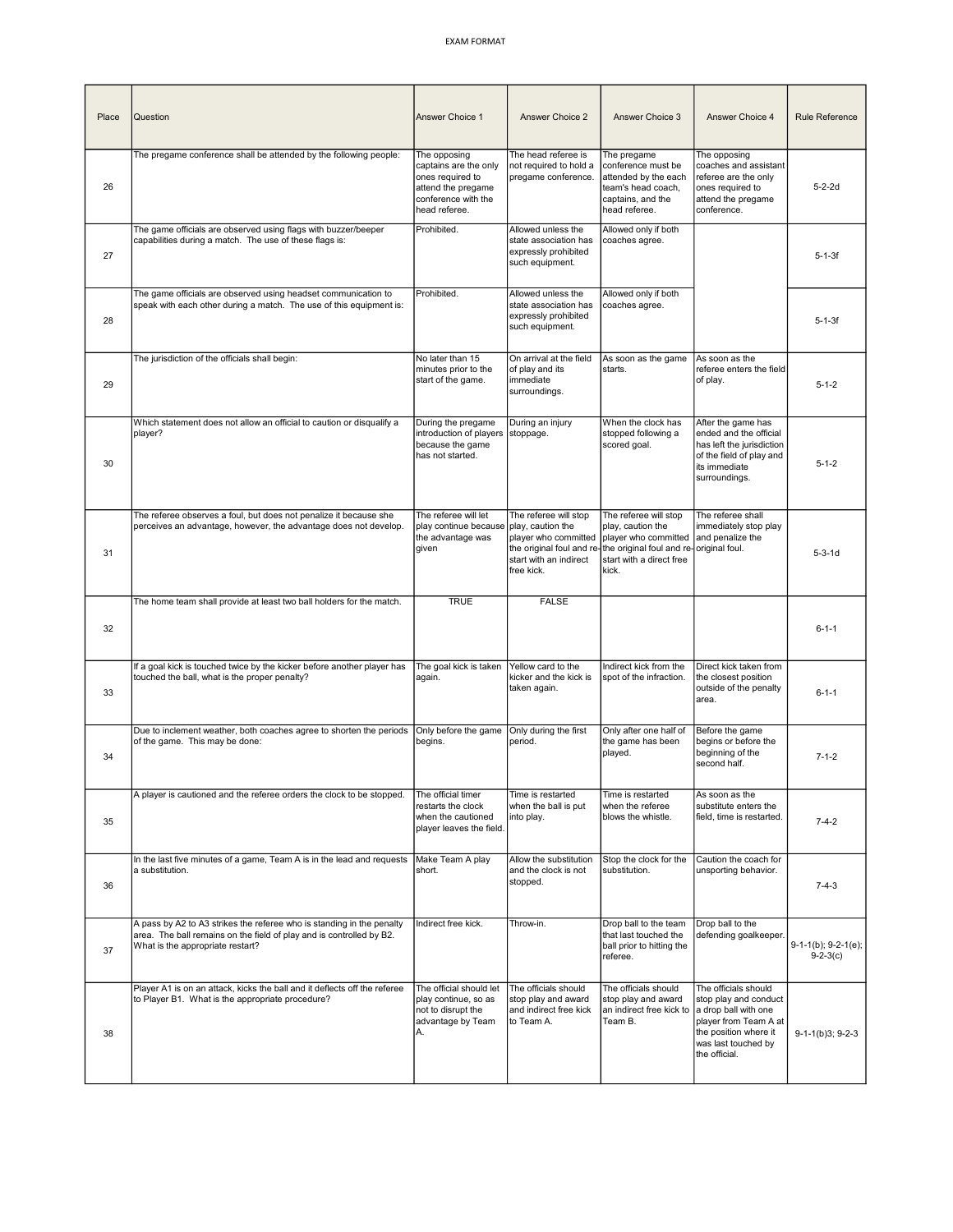| Place | Question | Answer Choice 1 | Answer Choice 2 | Answer Choice 3 | Answer Choice 4 | Rule Reference |
|---|---|---|---|---|---|---|
| 26 | The pregame conference shall be attended by the following people: | The opposing captains are the only ones required to attend the pregame conference with the head referee. | The head referee is not required to hold a pregame conference. | The pregame conference must be attended by the each team's head coach, captains, and the head referee. | The opposing coaches and assistant referee are the only ones required to attend the pregame conference. | 5-2-2d |
| 27 | The game officials are observed using flags with buzzer/beeper capabilities during a match. The use of these flags is: | Prohibited. | Allowed unless the state association has expressly prohibited such equipment. | Allowed only if both coaches agree. | | 5-1-3f |
| 28 | The game officials are observed using headset communication to speak with each other during a match. The use of this equipment is: | Prohibited. | Allowed unless the state association has expressly prohibited such equipment. | Allowed only if both coaches agree. | | 5-1-3f |
| 29 | The jurisdiction of the officials shall begin: | No later than 15 minutes prior to the start of the game. | On arrival at the field of play and its immediate surroundings. | As soon as the game starts. | As soon as the referee enters the field of play. | 5-1-2 |
| 30 | Which statement does not allow an official to caution or disqualify a player? | During the pregame introduction of players because the game has not started. | During an injury stoppage. | When the clock has stopped following a scored goal. | After the game has ended and the official has left the jurisdiction of the field of play and its immediate surroundings. | 5-1-2 |
| 31 | The referee observes a foul, but does not penalize it because she perceives an advantage, however, the advantage does not develop. | The referee will let play continue because the advantage was given | The referee will stop play, caution the player who committed the original foul and re-start with an indirect free kick. | The referee will stop play, caution the player who committed the original foul and re-start with a direct free kick. | The referee shall immediately stop play and penalize the original foul. | 5-3-1d |
| 32 | The home team shall provide at least two ball holders for the match. | TRUE | FALSE | | | 6-1-1 |
| 33 | If a goal kick is touched twice by the kicker before another player has touched the ball, what is the proper penalty? | The goal kick is taken again. | Yellow card to the kicker and the kick is taken again. | Indirect kick from the spot of the infraction. | Direct kick taken from the closest position outside of the penalty area. | 6-1-1 |
| 34 | Due to inclement weather, both coaches agree to shorten the periods of the game. This may be done: | Only before the game begins. | Only during the first period. | Only after one half of the game has been played. | Before the game begins or before the beginning of the second half. | 7-1-2 |
| 35 | A player is cautioned and the referee orders the clock to be stopped. | The official timer restarts the clock when the cautioned player leaves the field. | Time is restarted when the ball is put into play. | Time is restarted when the referee blows the whistle. | As soon as the substitute enters the field, time is restarted. | 7-4-2 |
| 36 | In the last five minutes of a game, Team A is in the lead and requests a substitution. | Make Team A play short. | Allow the substitution and the clock is not stopped. | Stop the clock for the substitution. | Caution the coach for unsporting behavior. | 7-4-3 |
| 37 | A pass by A2 to A3 strikes the referee who is standing in the penalty area. The ball remains on the field of play and is controlled by B2. What is the appropriate restart? | Indirect free kick. | Throw-in. | Drop ball to the team that last touched the ball prior to hitting the referee. | Drop ball to the defending goalkeeper. | 9-1-1(b); 9-2-1(e); 9-2-3(c) |
| 38 | Player A1 is on an attack, kicks the ball and it deflects off the referee to Player B1. What is the appropriate procedure? | The official should let play continue, so as not to disrupt the advantage by Team A. | The officials should stop play and award and indirect free kick to Team A. | The officials should stop play and award an indirect free kick to Team B. | The officials should stop play and conduct a drop ball with one player from Team A at the position where it was last touched by the official. | 9-1-1(b)3; 9-2-3 |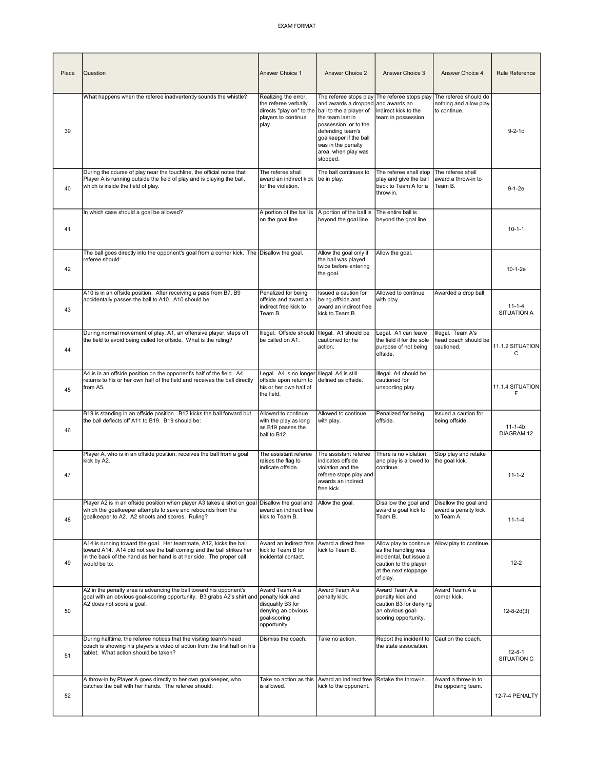EXAM FORMAT

| Place | Question | Answer Choice 1 | Answer Choice 2 | Answer Choice 3 | Answer Choice 4 | Rule Reference |
|---|---|---|---|---|---|---|
| 39 | What happens when the referee inadvertently sounds the whistle? | Realizing the error, the referee verbally directs "play on" to the players to continue play. | The referee stops play and awards a dropped ball to a player of the team last in possession, or to the defending team's goalkeeper if the ball was in the penalty area, when play was stopped. | The referee stops play and awards an indirect kick to the team in possession. | The referee should do nothing and allow play to continue. | 9-2-1c |
| 40 | During the course of play near the touchline, the official notes that Player A is running outside the field of play and is playing the ball, which is inside the field of play. | The referee shall award an indirect kick for the violation. | The ball continues to be in play. | The referee shall stop play and give the ball back to Team A for a throw-in. | The referee shall award a throw-in to Team B. | 9-1-2e |
| 41 | In which case should a goal be allowed? | A portion of the ball is on the goal line. | A portion of the ball is beyond the goal line. | The entire ball is beyond the goal line. | | 10-1-1 |
| 42 | The ball goes directly into the opponent's goal from a corner kick. The referee should: | Disallow the goal. | Allow the goal only if the ball was played twice before entering the goal. | Allow the goal. | | 10-1-2e |
| 43 | A10 is in an offside position. After receiving a pass from B7, B9 accidentally passes the ball to A10. A10 should be: | Penalized for being offside and award an indirect free kick to Team B. | Issued a caution for being offside and award an indirect free kick to Team B. | Allowed to continue with play. | Awarded a drop ball. | 11-1-4 SITUATION A |
| 44 | During normal movement of play, A1, an offensive player, steps off the field to avoid being called for offside. What is the ruling? | Illegal. Offside should be called on A1. | Illegal. A1 should be cautioned for he action. | Legal. A1 can leave the field if for the sole purpose of not being offside. | Illegal. Team A's head coach should be cautioned. | 11.1.2 SITUATION C |
| 45 | A4 is in an offside position on the opponent's half of the field. A4 returns to his or her own half of the field and receives the ball directly from A5. | Legal. A4 is no longer offside upon return to his or her own half of the field. | Illegal. A4 is still defined as offside. | Illegal. A4 should be cautioned for unsporting play. | | 11.1.4 SITUATION F |
| 46 | B19 is standing in an offside position. B12 kicks the ball forward but the ball deflects off A11 to B19. B19 should be: | Allowed to continue with the play as long as B19 passes the ball to B12. | Allowed to continue with play. | Penalized for being offside. | Issued a caution for being offside. | 11-1-4b, DIAGRAM 12 |
| 47 | Player A, who is in an offside position, receives the ball from a goal kick by A2. | The assistant referee raises the flag to indicate offside. | The assistant referee indicates offside violation and the referee stops play and awards an indirect free kick. | There is no violation and play is allowed to continue. | Stop play and retake the goal kick. | 11-1-2 |
| 48 | Player A2 is in an offside position when player A3 takes a shot on goal which the goalkeeper attempts to save and rebounds from the goalkeeper to A2. A2 shoots and scores. Ruling? | Disallow the goal and award an indirect free kick to Team B. | Allow the goal. | Disallow the goal and award a goal kick to Team B. | Disallow the goal and award a penalty kick to Team A. | 11-1-4 |
| 49 | A14 is running toward the goal. Her teammate, A12, kicks the ball toward A14. A14 did not see the ball coming and the ball strikes her in the back of the hand as her hand is at her side. The proper call would be to: | Award an indirect free kick to Team B for incidental contact. | Award a direct free kick to Team B. | Allow play to continue as the handling was incidental, but issue a caution to the player at the next stoppage of play. | Allow play to continue. | 12-2 |
| 50 | A2 in the penalty area is advancing the ball toward his opponent's goal with an obvious goal-scoring opportunity. B3 grabs A2's shirt and A2 does not score a goal. | Award Team A a penalty kick and disqualify B3 for denying an obvious goal-scoring opportunity. | Award Team A a penalty kick. | Award Team A a penalty kick and caution B3 for denying an obvious goal-scoring opportunity. | Award Team A a corner kick. | 12-8-2d(3) |
| 51 | During halftime, the referee notices that the visiting team's head coach is showing his players a video of action from the first half on his tablet. What action should be taken? | Dismiss the coach. | Take no action. | Report the incident to the state association. | Caution the coach. | 12-8-1 SITUATION C |
| 52 | A throw-in by Player A goes directly to her own goalkeeper, who catches the ball with her hands. The referee should: | Take no action as this is allowed. | Award an indirect free kick to the opponent. | Retake the throw-in. | Award a throw-in to the opposing team. | 12-7-4 PENALTY |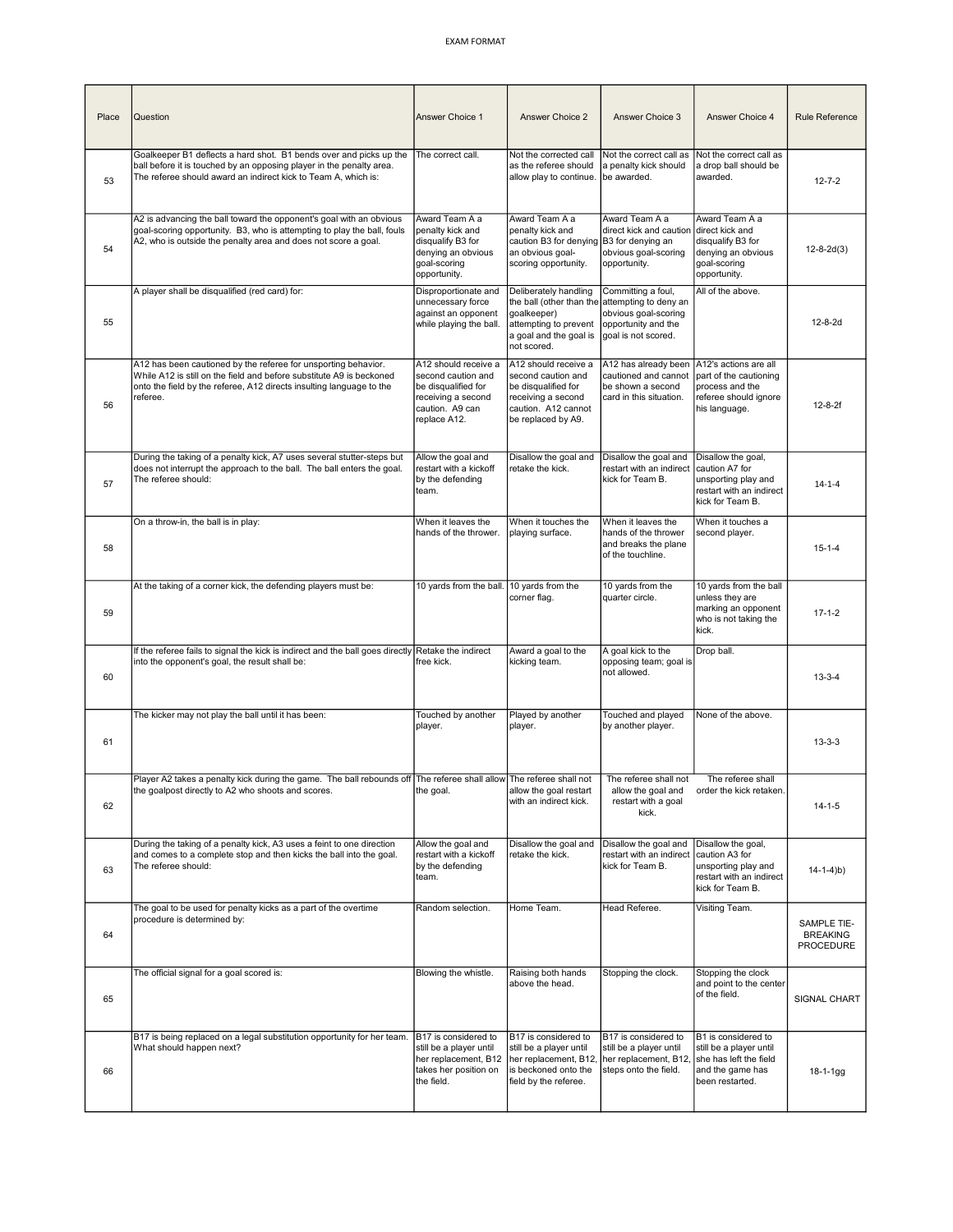EXAM FORMAT

| Place | Question | Answer Choice 1 | Answer Choice 2 | Answer Choice 3 | Answer Choice 4 | Rule Reference |
|---|---|---|---|---|---|---|
| 53 | Goalkeeper B1 deflects a hard shot. B1 bends over and picks up the ball before it is touched by an opposing player in the penalty area. The referee should award an indirect kick to Team A, which is: | The correct call. | Not the corrected call as the referee should allow play to continue. | Not the correct call as a penalty kick should be awarded. | Not the correct call as a drop ball should be awarded. | 12-7-2 |
| 54 | A2 is advancing the ball toward the opponent's goal with an obvious goal-scoring opportunity. B3, who is attempting to play the ball, fouls A2, who is outside the penalty area and does not score a goal. | Award Team A a penalty kick and disqualify B3 for denying an obvious goal-scoring opportunity. | Award Team A a penalty kick and caution B3 for denying an obvious goal-scoring opportunity. | Award Team A a direct kick and caution B3 for denying an obvious goal-scoring opportunity. | Award Team A a direct kick and disqualify B3 for denying an obvious goal-scoring opportunity. | 12-8-2d(3) |
| 55 | A player shall be disqualified (red card) for: | Disproportionate and unnecessary force against an opponent while playing the ball. | Deliberately handling the ball (other than the goalkeeper) attempting to prevent a goal and the goal is not scored. | Committing a foul, attempting to deny an obvious goal-scoring opportunity and the goal is not scored. | All of the above. | 12-8-2d |
| 56 | A12 has been cautioned by the referee for unsporting behavior. While A12 is still on the field and before substitute A9 is beckoned onto the field by the referee, A12 directs insulting language to the referee. | A12 should receive a second caution and be disqualified for receiving a second caution. A9 can replace A12. | A12 should receive a second caution and be disqualified for receiving a second caution. A12 cannot be replaced by A9. | A12 has already been cautioned and cannot be shown a second card in this situation. | A12's actions are all part of the cautioning process and the referee should ignore his language. | 12-8-2f |
| 57 | During the taking of a penalty kick, A7 uses several stutter-steps but does not interrupt the approach to the ball. The ball enters the goal. The referee should: | Allow the goal and restart with a kickoff by the defending team. | Disallow the goal and retake the kick. | Disallow the goal and restart with an indirect kick for Team B. | Disallow the goal, caution A7 for unsporting play and restart with an indirect kick for Team B. | 14-1-4 |
| 58 | On a throw-in, the ball is in play: | When it leaves the hands of the thrower. | When it touches the playing surface. | When it leaves the hands of the thrower and breaks the plane of the touchline. | When it touches a second player. | 15-1-4 |
| 59 | At the taking of a corner kick, the defending players must be: | 10 yards from the ball. | 10 yards from the corner flag. | 10 yards from the quarter circle. | 10 yards from the ball unless they are marking an opponent who is not taking the kick. | 17-1-2 |
| 60 | If the referee fails to signal the kick is indirect and the ball goes directly into the opponent's goal, the result shall be: | Retake the indirect free kick. | Award a goal to the kicking team. | A goal kick to the opposing team; goal is not allowed. | Drop ball. | 13-3-4 |
| 61 | The kicker may not play the ball until it has been: | Touched by another player. | Played by another player. | Touched and played by another player. | None of the above. | 13-3-3 |
| 62 | Player A2 takes a penalty kick during the game. The ball rebounds off the goalpost directly to A2 who shoots and scores. | The referee shall allow the goal. | The referee shall not allow the goal restart with an indirect kick. | The referee shall not allow the goal and restart with a goal kick. | The referee shall order the kick retaken. | 14-1-5 |
| 63 | During the taking of a penalty kick, A3 uses a feint to one direction and comes to a complete stop and then kicks the ball into the goal. The referee should: | Allow the goal and restart with a kickoff by the defending team. | Disallow the goal and retake the kick. | Disallow the goal and restart with an indirect kick for Team B. | Disallow the goal, caution A3 for unsporting play and restart with an indirect kick for Team B. | 14-1-4)b) |
| 64 | The goal to be used for penalty kicks as a part of the overtime procedure is determined by: | Random selection. | Home Team. | Head Referee. | Visiting Team. | SAMPLE TIE-BREAKING PROCEDURE |
| 65 | The official signal for a goal scored is: | Blowing the whistle. | Raising both hands above the head. | Stopping the clock. | Stopping the clock and point to the center of the field. | SIGNAL CHART |
| 66 | B17 is being replaced on a legal substitution opportunity for her team. What should happen next? | B17 is considered to still be a player until her replacement, B12 takes her position on the field. | B17 is considered to still be a player until her replacement, B12, is beckoned onto the field by the referee. | B17 is considered to still be a player until her replacement, B12, steps onto the field. | B1 is considered to still be a player until she has left the field and the game has been restarted. | 18-1-1gg |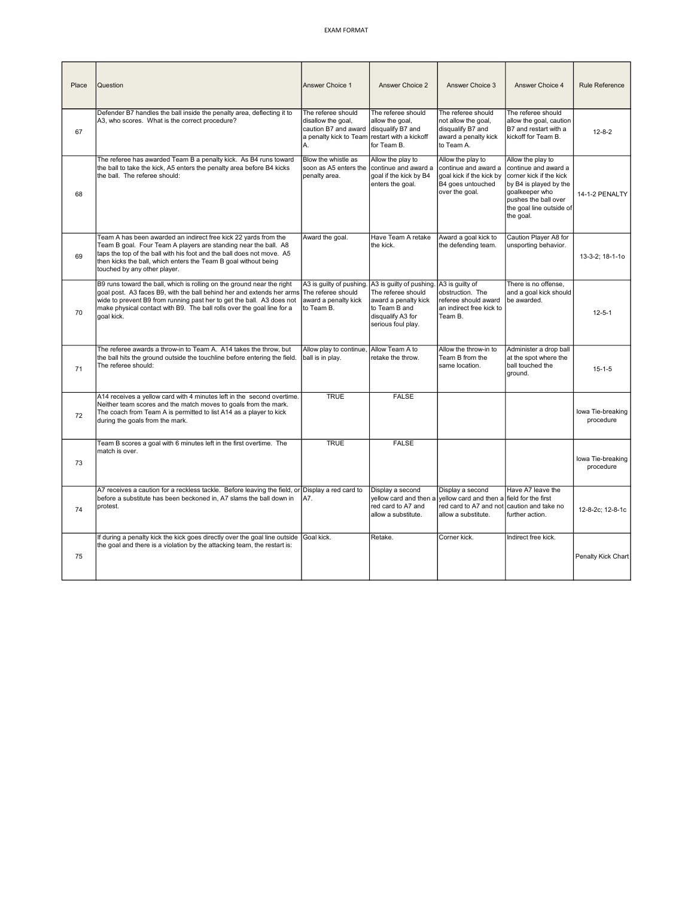EXAM FORMAT

| Place | Question | Answer Choice 1 | Answer Choice 2 | Answer Choice 3 | Answer Choice 4 | Rule Reference |
|---|---|---|---|---|---|---|
| 67 | Defender B7 handles the ball inside the penalty area, deflecting it to A3, who scores. What is the correct procedure? | The referee should disallow the goal, caution B7 and award a penalty kick to Team A. | The referee should allow the goal, disqualify B7 and restart with a kickoff for Team B. | The referee should not allow the goal, disqualify B7 and award a penalty kick to Team A. | The referee should allow the goal, caution B7 and restart with a kickoff for Team B. | 12-8-2 |
| 68 | The referee has awarded Team B a penalty kick. As B4 runs toward the ball to take the kick, A5 enters the penalty area before B4 kicks the ball. The referee should: | Blow the whistle as soon as A5 enters the penalty area. | Allow the play to continue and award a goal if the kick by B4 enters the goal. | Allow the play to continue and award a goal kick if the kick by B4 goes untouched over the goal. | Allow the play to continue and award a corner kick if the kick by B4 is played by the goalkeeper who pushes the ball over the goal line outside of the goal. | 14-1-2 PENALTY |
| 69 | Team A has been awarded an indirect free kick 22 yards from the Team B goal. Four Team A players are standing near the ball. A8 taps the top of the ball with his foot and the ball does not move. A5 then kicks the ball, which enters the Team B goal without being touched by any other player. | Award the goal. | Have Team A retake the kick. | Award a goal kick to the defending team. | Caution Player A8 for unsporting behavior. | 13-3-2; 18-1-1o |
| 70 | B9 runs toward the ball, which is rolling on the ground near the right goal post. A3 faces B9, with the ball behind her and extends her arms wide to prevent B9 from running past her to get the ball. A3 does not make physical contact with B9. The ball rolls over the goal line for a goal kick. | A3 is guilty of pushing. The referee should award a penalty kick to Team B. | A3 is guilty of pushing. The referee should award a penalty kick to Team B and disqualify A3 for serious foul play. | A3 is guilty of obstruction. The referee should award an indirect free kick to Team B. | There is no offense, and a goal kick should be awarded. | 12-5-1 |
| 71 | The referee awards a throw-in to Team A. A14 takes the throw, but the ball hits the ground outside the touchline before entering the field. The referee should: | Allow play to continue, ball is in play. | Allow Team A to retake the throw. | Allow the throw-in to Team B from the same location. | Administer a drop ball at the spot where the ball touched the ground. | 15-1-5 |
| 72 | A14 receives a yellow card with 4 minutes left in the second overtime. Neither team scores and the match moves to goals from the mark. The coach from Team A is permitted to list A14 as a player to kick during the goals from the mark. | TRUE | FALSE | | | Iowa Tie-breaking procedure |
| 73 | Team B scores a goal with 6 minutes left in the first overtime. The match is over. | TRUE | FALSE | | | Iowa Tie-breaking procedure |
| 74 | A7 receives a caution for a reckless tackle. Before leaving the field, or before a substitute has been beckoned in, A7 slams the ball down in protest. | Display a red card to A7. | Display a second yellow card and then a red card to A7 and allow a substitute. | Display a second yellow card and then a red card to A7 and not allow a substitute. | Have A7 leave the field for the first caution and take no further action. | 12-8-2c; 12-8-1c |
| 75 | If during a penalty kick the kick goes directly over the goal line outside the goal and there is a violation by the attacking team, the restart is: | Goal kick. | Retake. | Corner kick. | Indirect free kick. | Penalty Kick Chart |